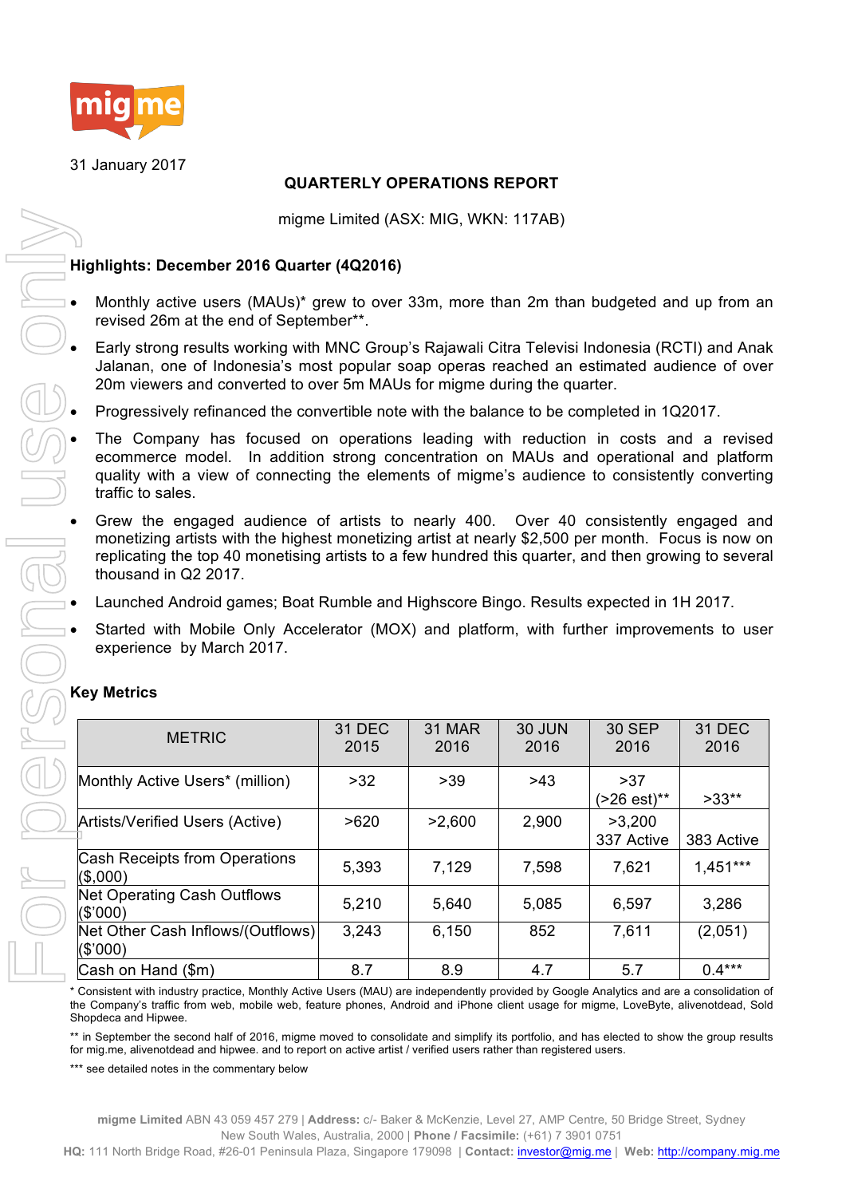31 January 2017

**QUARTERLY OPERATIONS REPORT**

migme Limited (ASX: MIG, WKN: 117AB)

## Highlights: December 2016 Quarter (4Q2016)

- Monthly active users (MAUs)* grew to over 33m, more than 2m than budgeted and up from an revised 26m at the end of September**.
- Early strong results working with MNC Group's Rajawali Citra Televisi Indonesia (RCTI) and Anak Jalanan, one of Indonesia's most popular soap operas reached an estimated audience of over 20m viewers and converted to over 5m MAUs for migme during the quarter.
- Progressively refinanced the convertible note with the balance to be completed in 1Q2017.
- The Company has focused on operations leading with reduction in costs and a revised ecommerce model. In addition strong concentration on MAUs and operational and platform quality with a view of connecting the elements of migme's audience to consistently converting traffic to sales.
- Grew the engaged audience of artists to nearly 400. Over 40 consistently engaged and monetizing artists with the highest monetizing artist at nearly $2,500 per month. Focus is now on replicating the top 40 monetising artists to a few hundred this quarter, and then growing to several thousand in Q2 2017.
- Launched Android games; Boat Rumble and Highscore Bingo. Results expected in 1H 2017.
- Started with Mobile Only Accelerator (MOX) and platform, with further improvements to user experience by March 2017.

## Key Metrics

| METRIC | 31 DEC 2015 | 31 MAR 2016 | 30 JUN 2016 | 30 SEP 2016 | 31 DEC 2016 |
|---|---|---|---|---|---|
| Monthly Active Users* (million) | >32 | >39 | >43 | >37 (>26 est)** | >33** |
| Artists/Verified Users (Active) | >620 | >2,600 | 2,900 | >3,200 337 Active | 383 Active |
| Cash Receipts from Operations ($,000) | 5,393 | 7,129 | 7,598 | 7,621 | 1,451*** |
| Net Operating Cash Outflows ($'000) | 5,210 | 5,640 | 5,085 | 6,597 | 3,286 |
| Net Other Cash Inflows/(Outflows) ($'000) | 3,243 | 6,150 | 852 | 7,611 | (2,051) |
| Cash on Hand ($m) | 8.7 | 8.9 | 4.7 | 5.7 | 0.4*** |

\* Consistent with industry practice, Monthly Active Users (MAU) are independently provided by Google Analytics and are a consolidation of the Company's traffic from web, mobile web, feature phones, Android and iPhone client usage for migme, LoveByte, alivenotdead, Sold Shopdeca and Hipwee.

** in September the second half of 2016, migme moved to consolidate and simplify its portfolio, and has elected to show the group results for mig.me, alivenotdead and hipwee. and to report on active artist / verified users rather than registered users.

*** see detailed notes in the commentary below

**migme Limited** ABN 43 059 457 279 | **Address:** c/- Baker & McKenzie, Level 27, AMP Centre, 50 Bridge Street, Sydney New South Wales, Australia, 2000 | **Phone / Facsimile:** (+61) 7 3901 0751
**HQ:** 111 North Bridge Road, #26-01 Peninsula Plaza, Singapore 179098 | **Contact:** investor@mig.me | **Web:** http://company.mig.me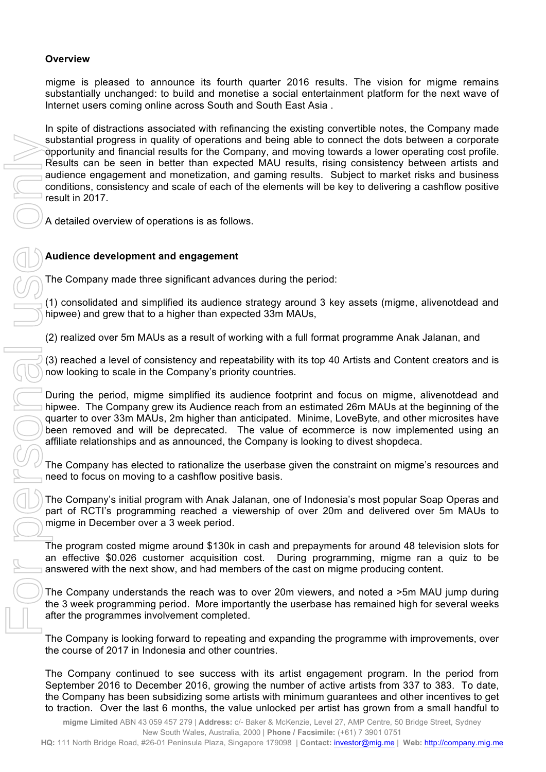**Overview**

migme is pleased to announce its fourth quarter 2016 results. The vision for migme remains substantially unchanged: to build and monetise a social entertainment platform for the next wave of Internet users coming online across South and South East Asia .

In spite of distractions associated with refinancing the existing convertible notes, the Company made substantial progress in quality of operations and being able to connect the dots between a corporate opportunity and financial results for the Company, and moving towards a lower operating cost profile. Results can be seen in better than expected MAU results, rising consistency between artists and audience engagement and monetization, and gaming results. Subject to market risks and business conditions, consistency and scale of each of the elements will be key to delivering a cashflow positive result in 2017.

A detailed overview of operations is as follows.

**Audience development and engagement**

The Company made three significant advances during the period:

(1) consolidated and simplified its audience strategy around 3 key assets (migme, alivenotdead and hipwee) and grew that to a higher than expected 33m MAUs,

(2) realized over 5m MAUs as a result of working with a full format programme Anak Jalanan, and

(3) reached a level of consistency and repeatability with its top 40 Artists and Content creators and is now looking to scale in the Company's priority countries.

During the period, migme simplified its audience footprint and focus on migme, alivenotdead and hipwee. The Company grew its Audience reach from an estimated 26m MAUs at the beginning of the quarter to over 33m MAUs, 2m higher than anticipated. Minime, LoveByte, and other microsites have been removed and will be deprecated. The value of ecommerce is now implemented using an affiliate relationships and as announced, the Company is looking to divest shopdeca.

The Company has elected to rationalize the userbase given the constraint on migme's resources and need to focus on moving to a cashflow positive basis.

The Company's initial program with Anak Jalanan, one of Indonesia's most popular Soap Operas and part of RCTI's programming reached a viewership of over 20m and delivered over 5m MAUs to migme in December over a 3 week period.

The program costed migme around $130k in cash and prepayments for around 48 television slots for an effective $0.026 customer acquisition cost. During programming, migme ran a quiz to be answered with the next show, and had members of the cast on migme producing content.

The Company understands the reach was to over 20m viewers, and noted a >5m MAU jump during the 3 week programming period. More importantly the userbase has remained high for several weeks after the programmes involvement completed.

The Company is looking forward to repeating and expanding the programme with improvements, over the course of 2017 in Indonesia and other countries.

The Company continued to see success with its artist engagement program. In the period from September 2016 to December 2016, growing the number of active artists from 337 to 383. To date, the Company has been subsidizing some artists with minimum guarantees and other incentives to get to traction. Over the last 6 months, the value unlocked per artist has grown from a small handful to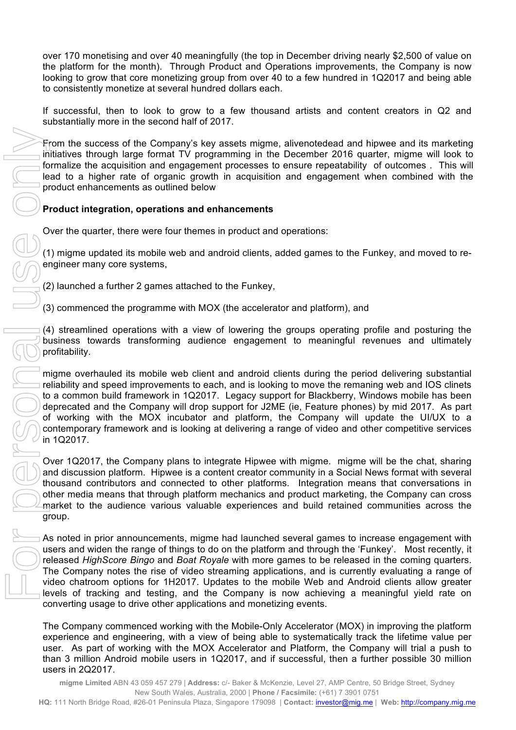over 170 monetising and over 40 meaningfully (the top in December driving nearly $2,500 of value on the platform for the month). Through Product and Operations improvements, the Company is now looking to grow that core monetizing group from over 40 to a few hundred in 1Q2017 and being able to consistently monetize at several hundred dollars each.

If successful, then to look to grow to a few thousand artists and content creators in Q2 and substantially more in the second half of 2017.

From the success of the Company's key assets migme, alivenotedead and hipwee and its marketing initiatives through large format TV programming in the December 2016 quarter, migme will look to formalize the acquisition and engagement processes to ensure repeatability of outcomes . This will lead to a higher rate of organic growth in acquisition and engagement when combined with the product enhancements as outlined below

**Product integration, operations and enhancements**

Over the quarter, there were four themes in product and operations:

(1) migme updated its mobile web and android clients, added games to the Funkey, and moved to re-engineer many core systems,

(2) launched a further 2 games attached to the Funkey,

(3) commenced the programme with MOX (the accelerator and platform), and

(4) streamlined operations with a view of lowering the groups operating profile and posturing the business towards transforming audience engagement to meaningful revenues and ultimately profitability.

migme overhauled its mobile web client and android clients during the period delivering substantial reliability and speed improvements to each, and is looking to move the remaning web and IOS clinets to a common build framework in 1Q2017. Legacy support for Blackberry, Windows mobile has been deprecated and the Company will drop support for J2ME (ie, Feature phones) by mid 2017. As part of working with the MOX incubator and platform, the Company will update the UI/UX to a contemporary framework and is looking at delivering a range of video and other competitive services in 1Q2017.

Over 1Q2017, the Company plans to integrate Hipwee with migme. migme will be the chat, sharing and discussion platform. Hipwee is a content creator community in a Social News format with several thousand contributors and connected to other platforms. Integration means that conversations in other media means that through platform mechanics and product marketing, the Company can cross market to the audience various valuable experiences and build retained communities across the group.

As noted in prior announcements, migme had launched several games to increase engagement with users and widen the range of things to do on the platform and through the 'Funkey'. Most recently, it released *HighScore Bingo* and *Boat Royale* with more games to be released in the coming quarters. The Company notes the rise of video streaming applications, and is currently evaluating a range of video chatroom options for 1H2017. Updates to the mobile Web and Android clients allow greater levels of tracking and testing, and the Company is now achieving a meaningful yield rate on converting usage to drive other applications and monetizing events.

The Company commenced working with the Mobile-Only Accelerator (MOX) in improving the platform experience and engineering, with a view of being able to systematically track the lifetime value per user. As part of working with the MOX Accelerator and Platform, the Company will trial a push to than 3 million Android mobile users in 1Q2017, and if successful, then a further possible 30 million users in 2Q2017.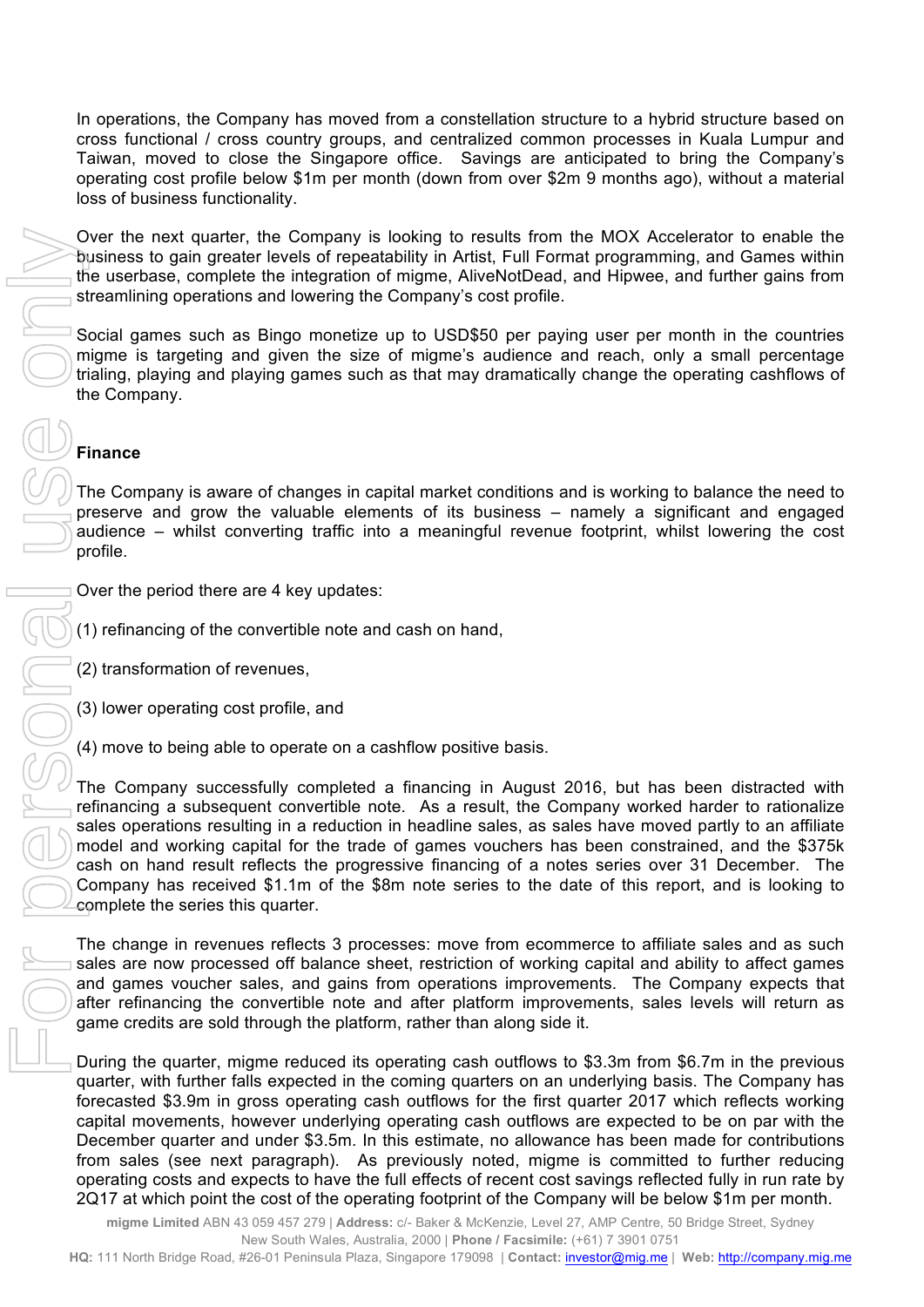In operations, the Company has moved from a constellation structure to a hybrid structure based on cross functional / cross country groups, and centralized common processes in Kuala Lumpur and Taiwan, moved to close the Singapore office. Savings are anticipated to bring the Company's operating cost profile below $1m per month (down from over $2m 9 months ago), without a material loss of business functionality.

Over the next quarter, the Company is looking to results from the MOX Accelerator to enable the business to gain greater levels of repeatability in Artist, Full Format programming, and Games within the userbase, complete the integration of migme, AliveNotDead, and Hipwee, and further gains from streamlining operations and lowering the Company's cost profile.

Social games such as Bingo monetize up to USD$50 per paying user per month in the countries migme is targeting and given the size of migme's audience and reach, only a small percentage trialing, playing and playing games such as that may dramatically change the operating cashflows of the Company.

**Finance**

The Company is aware of changes in capital market conditions and is working to balance the need to preserve and grow the valuable elements of its business – namely a significant and engaged audience – whilst converting traffic into a meaningful revenue footprint, whilst lowering the cost profile.

Over the period there are 4 key updates:

(1) refinancing of the convertible note and cash on hand,

(2) transformation of revenues,

(3) lower operating cost profile, and

(4) move to being able to operate on a cashflow positive basis.

The Company successfully completed a financing in August 2016, but has been distracted with refinancing a subsequent convertible note. As a result, the Company worked harder to rationalize sales operations resulting in a reduction in headline sales, as sales have moved partly to an affiliate model and working capital for the trade of games vouchers has been constrained, and the $375k cash on hand result reflects the progressive financing of a notes series over 31 December. The Company has received $1.1m of the $8m note series to the date of this report, and is looking to complete the series this quarter.

The change in revenues reflects 3 processes: move from ecommerce to affiliate sales and as such sales are now processed off balance sheet, restriction of working capital and ability to affect games and games voucher sales, and gains from operations improvements. The Company expects that after refinancing the convertible note and after platform improvements, sales levels will return as game credits are sold through the platform, rather than along side it.

During the quarter, migme reduced its operating cash outflows to $3.3m from $6.7m in the previous quarter, with further falls expected in the coming quarters on an underlying basis. The Company has forecasted $3.9m in gross operating cash outflows for the first quarter 2017 which reflects working capital movements, however underlying operating cash outflows are expected to be on par with the December quarter and under $3.5m. In this estimate, no allowance has been made for contributions from sales (see next paragraph). As previously noted, migme is committed to further reducing operating costs and expects to have the full effects of recent cost savings reflected fully in run rate by 2Q17 at which point the cost of the operating footprint of the Company will be below $1m per month.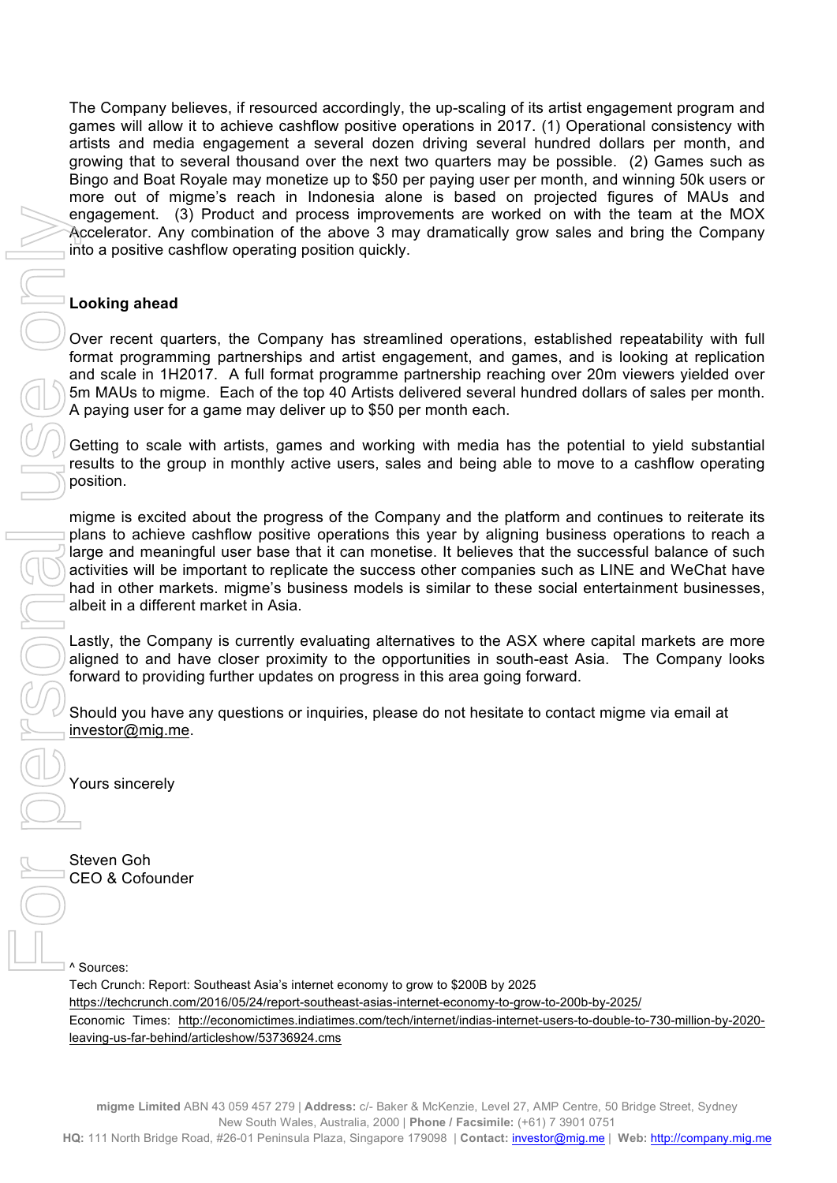The Company believes, if resourced accordingly, the up-scaling of its artist engagement program and games will allow it to achieve cashflow positive operations in 2017. (1) Operational consistency with artists and media engagement a several dozen driving several hundred dollars per month, and growing that to several thousand over the next two quarters may be possible. (2) Games such as Bingo and Boat Royale may monetize up to $50 per paying user per month, and winning 50k users or more out of migme's reach in Indonesia alone is based on projected figures of MAUs and engagement. (3) Product and process improvements are worked on with the team at the MOX Accelerator. Any combination of the above 3 may dramatically grow sales and bring the Company into a positive cashflow operating position quickly.

**Looking ahead**

Over recent quarters, the Company has streamlined operations, established repeatability with full format programming partnerships and artist engagement, and games, and is looking at replication and scale in 1H2017. A full format programme partnership reaching over 20m viewers yielded over 5m MAUs to migme. Each of the top 40 Artists delivered several hundred dollars of sales per month. A paying user for a game may deliver up to $50 per month each.

Getting to scale with artists, games and working with media has the potential to yield substantial results to the group in monthly active users, sales and being able to move to a cashflow operating position.

migme is excited about the progress of the Company and the platform and continues to reiterate its plans to achieve cashflow positive operations this year by aligning business operations to reach a large and meaningful user base that it can monetise. It believes that the successful balance of such activities will be important to replicate the success other companies such as LINE and WeChat have had in other markets. migme's business models is similar to these social entertainment businesses, albeit in a different market in Asia.

Lastly, the Company is currently evaluating alternatives to the ASX where capital markets are more aligned to and have closer proximity to the opportunities in south-east Asia. The Company looks forward to providing further updates on progress in this area going forward.

Should you have any questions or inquiries, please do not hesitate to contact migme via email at investor@mig.me.

Yours sincerely

Steven Goh
CEO & Cofounder

^ Sources:
Tech Crunch: Report: Southeast Asia's internet economy to grow to $200B by 2025
https://techcrunch.com/2016/05/24/report-southeast-asias-internet-economy-to-grow-to-200b-by-2025/
Economic Times: http://economictimes.indiatimes.com/tech/internet/indias-internet-users-to-double-to-730-million-by-2020-leaving-us-far-behind/articleshow/53736924.cms

**migme Limited** ABN 43 059 457 279 | **Address:** c/- Baker & McKenzie, Level 27, AMP Centre, 50 Bridge Street, Sydney New South Wales, Australia, 2000 | **Phone / Facsimile:** (+61) 7 3901 0751
**HQ:** 111 North Bridge Road, #26-01 Peninsula Plaza, Singapore 179098 | **Contact:** investor@mig.me | **Web:** http://company.mig.me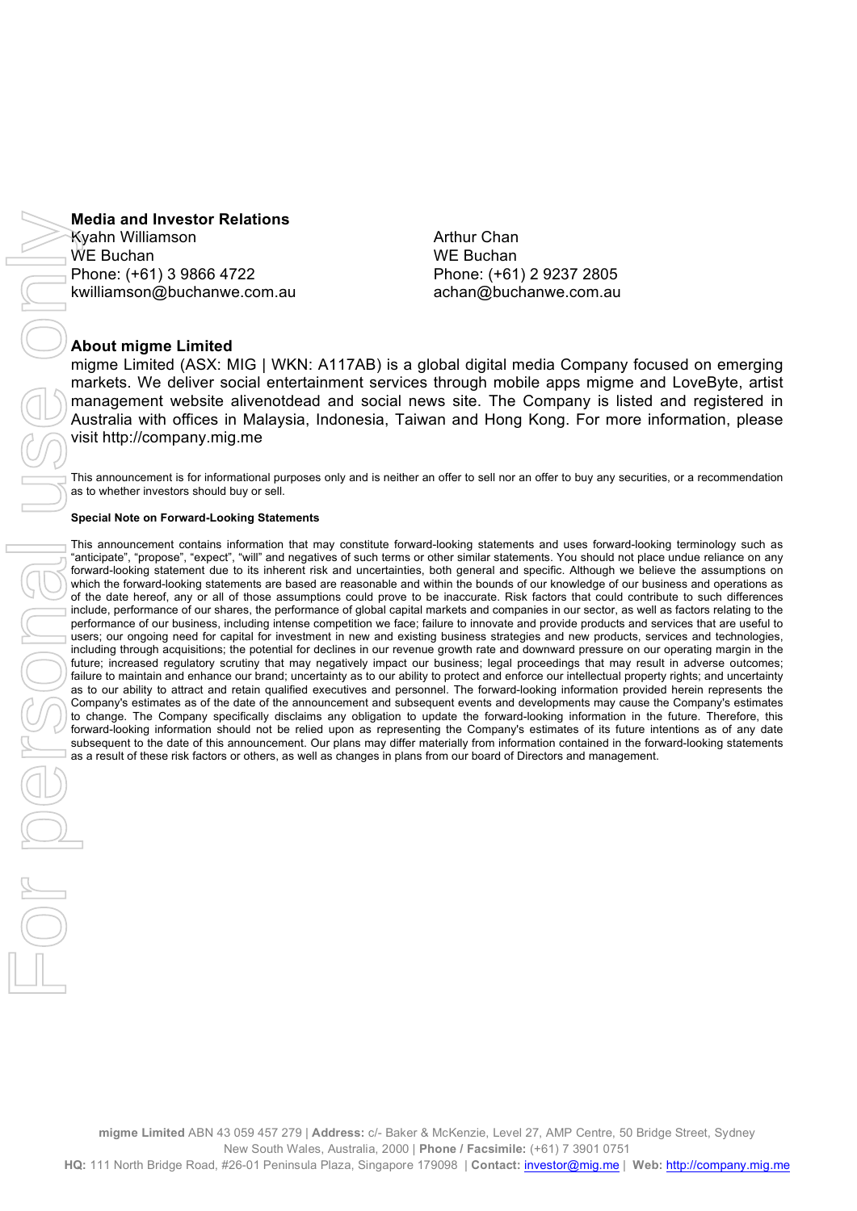**Media and Investor Relations**

Kyahn Williamson
WE Buchan
Phone: (+61) 3 9866 4722
kwilliamson@buchanwe.com.au

Arthur Chan
WE Buchan
Phone: (+61) 2 9237 2805
achan@buchanwe.com.au

**About migme Limited**

migme Limited (ASX: MIG | WKN: A117AB) is a global digital media Company focused on emerging markets. We deliver social entertainment services through mobile apps migme and LoveByte, artist management website alivenotdead and social news site. The Company is listed and registered in Australia with offices in Malaysia, Indonesia, Taiwan and Hong Kong. For more information, please visit http://company.mig.me

This announcement is for informational purposes only and is neither an offer to sell nor an offer to buy any securities, or a recommendation as to whether investors should buy or sell.

**Special Note on Forward-Looking Statements**

This announcement contains information that may constitute forward-looking statements and uses forward-looking terminology such as "anticipate", "propose", "expect", "will" and negatives of such terms or other similar statements. You should not place undue reliance on any forward-looking statement due to its inherent risk and uncertainties, both general and specific. Although we believe the assumptions on which the forward-looking statements are based are reasonable and within the bounds of our knowledge of our business and operations as of the date hereof, any or all of those assumptions could prove to be inaccurate. Risk factors that could contribute to such differences include, performance of our shares, the performance of global capital markets and companies in our sector, as well as factors relating to the performance of our business, including intense competition we face; failure to innovate and provide products and services that are useful to users; our ongoing need for capital for investment in new and existing business strategies and new products, services and technologies, including through acquisitions; the potential for declines in our revenue growth rate and downward pressure on our operating margin in the future; increased regulatory scrutiny that may negatively impact our business; legal proceedings that may result in adverse outcomes; failure to maintain and enhance our brand; uncertainty as to our ability to protect and enforce our intellectual property rights; and uncertainty as to our ability to attract and retain qualified executives and personnel. The forward-looking information provided herein represents the Company's estimates as of the date of the announcement and subsequent events and developments may cause the Company's estimates to change. The Company specifically disclaims any obligation to update the forward-looking information in the future. Therefore, this forward-looking information should not be relied upon as representing the Company's estimates of its future intentions as of any date subsequent to the date of this announcement. Our plans may differ materially from information contained in the forward-looking statements as a result of these risk factors or others, as well as changes in plans from our board of Directors and management.

**migme Limited** ABN 43 059 457 279 | **Address:** c/- Baker & McKenzie, Level 27, AMP Centre, 50 Bridge Street, Sydney New South Wales, Australia, 2000 | **Phone / Facsimile:** (+61) 7 3901 0751
**HQ:** 111 North Bridge Road, #26-01 Peninsula Plaza, Singapore 179098 | **Contact:** investor@mig.me | **Web:** http://company.mig.me